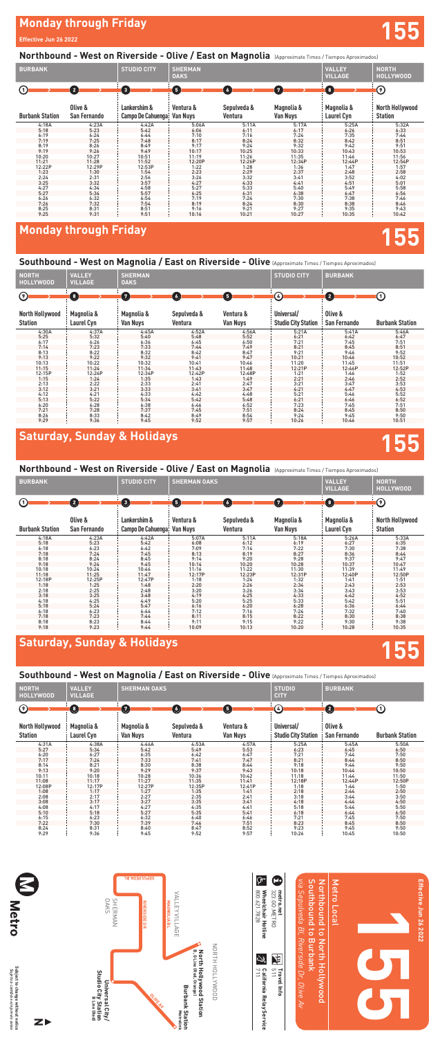# Monday through Friday

**Effective Jun 26 2022**

**155**

## Northbound - West on Riverside - Olive / East on Magnolia (Approximate Times / Tiempos Aproximados)

| BURBANK | | STUDIO CITY | SHERMAN OAKS | | | VALLEY VILLAGE | NORTH HOLLYWOOD |
|---|---|---|---|---|---|---|---|
| 1 | 2 | 3 | 5 | 6 | 7 | 8 | 9 |
| Burbank Station | Olive & San Fernando | Lankershim & Campo De Cahuenga | Ventura & Van Nuys | Sepulveda & Ventura | Magnolia & Van Nuys | Magnolia & Laurel Cyn | North Hollywood Station |
| 4:18A | 4:23A | 4:42A | 5:06A | 5:11A | 5:17A | 5:25A | 5:32A |
| 5:18 | 5:23 | 5:42 | 6:06 | 6:11 | 6:17 | 6:26 | 6:33 |
| 6:19 | 6:24 | 6:44 | 7:10 | 7:16 | 7:24 | 7:35 | 7:44 |
| 7:19 | 7:25 | 7:48 | 8:17 | 8:24 | 8:32 | 8:42 | 8:51 |
| 8:19 | 8:26 | 8:49 | 9:17 | 9:24 | 9:32 | 9:42 | 9:51 |
| 9:19 | 9:26 | 9:49 | 10:17 | 10:25 | 10:33 | 10:43 | 10:53 |
| 10:20 | 10:27 | 10:51 | 11:19 | 11:26 | 11:35 | 11:46 | 11:56 |
| 11:21 | 11:28 | 11:52 | 12:20P | 12:26P | 12:34P | 12:44P | 12:54P |
| 12:22P | 12:29P | 12:53P | 1:22 | 1:28 | 1:36 | 1:47 | 1:57 |
| 1:23 | 1:30 | 1:54 | 2:23 | 2:29 | 2:37 | 2:48 | 2:58 |
| 2:24 | 2:31 | 2:56 | 3:26 | 3:32 | 3:41 | 3:52 | 4:02 |
| 3:25 | 3:32 | 3:57 | 4:27 | 4:33 | 4:41 | 4:51 | 5:01 |
| 4:27 | 4:34 | 4:58 | 5:27 | 5:33 | 5:40 | 5:49 | 5:58 |
| 5:27 | 5:34 | 5:57 | 6:25 | 6:31 | 6:38 | 6:47 | 6:56 |
| 6:26 | 6:32 | 6:54 | 7:19 | 7:24 | 7:30 | 7:38 | 7:46 |
| 7:26 | 7:32 | 7:54 | 8:19 | 8:24 | 8:30 | 8:38 | 8:46 |
| 8:25 | 8:31 | 8:51 | 9:16 | 9:21 | 9:27 | 9:35 | 9:43 |
| 9:25 | 9:31 | 9:51 | 10:16 | 10:21 | 10:27 | 10:35 | 10:42 |

# Monday through Friday

**155**

## Southbound - West on Magnolia / East on Riverside - Olive (Approximate Times / Tiempos Aproximados)

| NORTH HOLLYWOOD | VALLEY VILLAGE | SHERMAN OAKS | | | STUDIO CITY | BURBANK | |
|---|---|---|---|---|---|---|---|
| 9 | 8 | 7 | 6 | 5 | 4 | 2 | 1 |
| North Hollywood Station | Magnolia & Laurel Cyn | Magnolia & Van Nuys | Sepulveda & Ventura | Ventura & Van Nuys | Universal/ Studio City Station | Olive & San Fernando | Burbank Station |
| 4:30A | 4:37A | 4:45A | 4:52A | 4:56A | 5:21A | 5:41A | 5:46A |
| 5:25 | 5:32 | 5:40 | 5:48 | 5:52 | 6:21 | 6:42 | 6:47 |
| 6:17 | 6:26 | 6:36 | 6:45 | 6:50 | 7:21 | 7:45 | 7:51 |
| 7:14 | 7:23 | 7:33 | 7:44 | 7:49 | 8:21 | 8:45 | 8:51 |
| 8:13 | 8:22 | 8:32 | 8:42 | 8:47 | 9:21 | 9:46 | 9:52 |
| 9:13 | 9:22 | 9:32 | 9:41 | 9:47 | 10:21 | 10:46 | 10:52 |
| 10:13 | 10:22 | 10:32 | 10:41 | 10:46 | 11:20 | 11:45 | 11:51 |
| 11:15 | 11:24 | 11:34 | 11:43 | 11:48 | 12:21P | 12:46P | 12:52P |
| 12:15P | 12:24P | 12:34P | 12:42P | 12:48P | 1:21 | 1:46 | 1:52 |
| 1:15 | 1:24 | 1:35 | 1:43 | 1:49 | 2:21 | 2:46 | 2:52 |
| 2:13 | 2:22 | 2:33 | 2:41 | 2:47 | 3:21 | 3:47 | 3:53 |
| 3:12 | 3:21 | 3:33 | 3:41 | 3:47 | 4:21 | 4:47 | 4:53 |
| 4:12 | 4:21 | 4:33 | 4:42 | 4:48 | 5:21 | 5:46 | 5:52 |
| 5:13 | 5:22 | 5:34 | 5:42 | 5:48 | 6:21 | 6:46 | 6:52 |
| 6:20 | 6:28 | 6:38 | 6:46 | 6:52 | 7:23 | 7:45 | 7:51 |
| 7:21 | 7:28 | 7:37 | 7:45 | 7:51 | 8:24 | 8:45 | 8:50 |
| 8:26 | 8:33 | 8:42 | 8:49 | 8:54 | 9:24 | 9:45 | 9:50 |
| 9:29 | 9:36 | 9:45 | 9:52 | 9:57 | 10:26 | 10:46 | 10:51 |

# Saturday, Sunday & Holidays

**155**

## Northbound - West on Riverside - Olive / East on Magnolia (Approximate Times / Tiempos Aproximados)

| BURBANK | | STUDIO CITY | SHERMAN OAKS | | | VALLEY VILLAGE | NORTH HOLLYWOOD |
|---|---|---|---|---|---|---|---|
| 1 | 2 | 3 | 5 | 6 | 7 | 8 | 9 |
| Burbank Station | Olive & San Fernando | Lankershim & Campo De Cahuenga | Ventura & Van Nuys | Sepulveda & Ventura | Magnolia & Van Nuys | Magnolia & Laurel Cyn | North Hollywood Station |
| 4:18A | 4:23A | 4:42A | 5:07A | 5:11A | 5:18A | 5:26A | 5:33A |
| 5:18 | 5:23 | 5:42 | 6:08 | 6:12 | 6:19 | 6:27 | 6:35 |
| 6:18 | 6:23 | 6:42 | 7:09 | 7:14 | 7:22 | 7:30 | 7:38 |
| 7:18 | 7:24 | 7:45 | 8:13 | 8:19 | 8:27 | 8:36 | 8:44 |
| 8:18 | 8:24 | 8:45 | 9:14 | 9:20 | 9:28 | 9:37 | 9:47 |
| 9:18 | 9:24 | 9:45 | 10:14 | 10:20 | 10:28 | 10:37 | 10:47 |
| 10:18 | 10:24 | 10:46 | 11:16 | 11:22 | 11:30 | 11:39 | 11:49 |
| 11:18 | 11:25 | 11:47 | 12:17P | 12:23P | 12:31P | 12:40P | 12:50P |
| 12:18P | 12:25P | 12:47P | 1:18 | 1:24 | 1:32 | 1:41 | 1:51 |
| 1:18 | 1:25 | 1:48 | 2:20 | 2:26 | 2:34 | 2:43 | 2:53 |
| 2:18 | 2:25 | 2:48 | 3:20 | 3:26 | 3:34 | 3:43 | 3:53 |
| 3:18 | 3:25 | 3:48 | 4:19 | 4:25 | 4:33 | 4:42 | 4:52 |
| 4:18 | 4:25 | 4:49 | 5:20 | 5:25 | 5:33 | 5:42 | 5:51 |
| 5:18 | 5:24 | 5:47 | 6:16 | 6:20 | 6:28 | 6:36 | 6:44 |
| 6:18 | 6:23 | 6:44 | 7:12 | 7:16 | 7:24 | 7:32 | 7:40 |
| 7:18 | 7:23 | 7:44 | 8:11 | 8:15 | 8:22 | 8:30 | 8:38 |
| 8:18 | 8:23 | 8:44 | 9:11 | 9:15 | 9:22 | 9:30 | 9:38 |
| 9:18 | 9:23 | 9:44 | 10:09 | 10:13 | 10:20 | 10:28 | 10:35 |

# Saturday, Sunday & Holidays

**155**

## Southbound - West on Magnolia / East on Riverside - Olive (Approximate Times / Tiempos Aproximados)

| NORTH HOLLYWOOD | VALLEY VILLAGE | SHERMAN OAKS | | | STUDIO CITY | BURBANK | |
|---|---|---|---|---|---|---|---|
| 9 | 8 | 7 | 6 | 5 | 4 | 2 | 1 |
| North Hollywood Station | Magnolia & Laurel Cyn | Magnolia & Van Nuys | Sepulveda & Ventura | Ventura & Van Nuys | Universal/ Studio City Station | Olive & San Fernando | Burbank Station |
| 4:31A | 4:38A | 4:46A | 4:53A | 4:57A | 5:25A | 5:45A | 5:50A |
| 5:27 | 5:34 | 5:42 | 5:49 | 5:53 | 6:23 | 6:45 | 6:50 |
| 6:20 | 6:27 | 6:35 | 6:42 | 6:47 | 7:21 | 7:44 | 7:50 |
| 7:17 | 7:24 | 7:33 | 7:41 | 7:47 | 8:21 | 8:44 | 8:50 |
| 8:14 | 8:21 | 8:30 | 8:38 | 8:44 | 9:18 | 9:44 | 9:50 |
| 9:13 | 9:20 | 9:29 | 9:37 | 9:43 | 10:18 | 10:44 | 10:50 |
| 10:11 | 10:18 | 10:28 | 10:36 | 10:42 | 11:18 | 11:44 | 11:50 |
| 11:08 | 11:17 | 11:27 | 11:35 | 11:41 | 12:18P | 12:44P | 12:50P |
| 12:08P | 12:17P | 12:27P | 12:35P | 12:41P | 1:18 | 1:44 | 1:50 |
| 1:08 | 1:17 | 1:27 | 1:35 | 1:41 | 2:18 | 2:44 | 2:50 |
| 2:08 | 2:17 | 2:27 | 2:35 | 2:41 | 3:18 | 3:44 | 3:50 |
| 3:08 | 3:17 | 3:27 | 3:35 | 3:41 | 4:18 | 4:44 | 4:50 |
| 4:08 | 4:17 | 4:27 | 4:35 | 4:41 | 5:18 | 5:44 | 5:50 |
| 5:10 | 5:18 | 5:27 | 5:35 | 5:41 | 6:18 | 6:44 | 6:50 |
| 6:15 | 6:23 | 6:32 | 6:40 | 6:46 | 7:21 | 7:45 | 7:50 |
| 7:22 | 7:30 | 7:39 | 7:46 | 7:51 | 8:23 | 8:45 | 8:50 |
| 8:24 | 8:31 | 8:40 | 8:47 | 8:52 | 9:23 | 9:45 | 9:50 |
| 9:29 | 9:36 | 9:45 | 9:52 | 9:57 | 10:26 | 10:45 | 10:50 |

Metro

Subject to change without notice
Sujeto a cambios sin previo aviso

SEPULVEDA BL · SHERMAN OAKS · RIVERSIDE DR · VALLEY VILLAGE · MAGNOLIA BL · NORTH HOLLYWOOD · North Hollywood Station B Line (Red) G Line (Orange) · Burbank Station Metrolink · OLIVE AV · Universal City/ Studio City Station B Line (Red)

metro.net
323.GO.METRO

Wheelchair Hotline
800.621.7828

Travel Info
511

California Relay Service
711

# 155

Effective Jun 26 2022

Metro Local

Northbound to North Hollywood
Southbound to Burbank

*via Sepulveda Bl, Riverside Dr, Olive Av*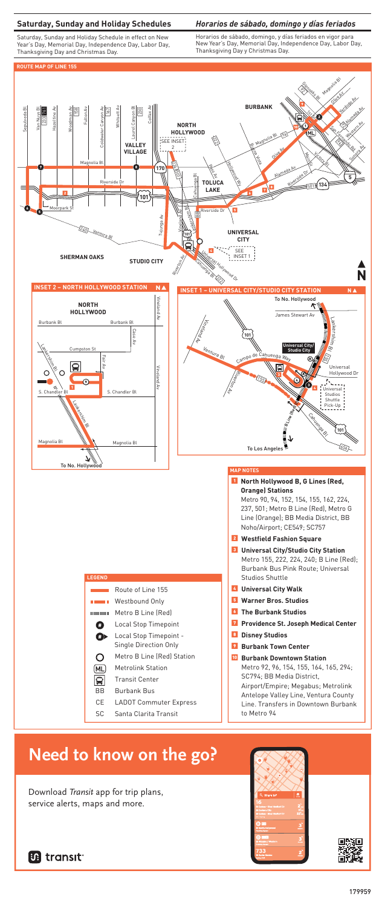## Saturday, Sunday and Holiday Schedules

Saturday, Sunday and Holiday Schedule in effect on New Year's Day, Memorial Day, Independence Day, Labor Day, Thanksgiving Day and Christmas Day.

## *Horarios de sábado, domingo y días feriados*

Horarios de sábado, domingo, y días feriados en vigor para New Year's Day, Memorial Day, Independence Day, Labor Day, Thanksgiving Day y Christmas Day.

### ROUTE MAP OF LINE 155

Sepulveda Bl
Van Nuys Bl
Hazeltine Av
Woodman Av
Fulton Av
Coldwater Canyon Av
Whitsett Av
Laurel Canyon Bl
Colfax Av
NORTH HOLLYWOOD
VALLEY VILLAGE
SEE INSET 2
BURBANK
Magnolia Bl
Riverside Dr
Moorpark St
Ventura Bl
SHERMAN OAKS
STUDIO CITY
TOLUCA LAKE
UNIVERSAL CITY
SEE INSET 1
Glenoaks Bl
Olive Av
Verdugo Av
Alameda Av
Western Av
San Fernando Bl
Sunset Av
Victoria Bl
Buena Vista
Hollywood Wy
Pass Av
Alameda Av
Riverside Dr
Cahuenga Bl
Lankershim Bl
Vineland Av
Tujunga Av
Riverton Av
Universal Hollywood Dr
Cahuenga Bl
N

### INSET 2 – NORTH HOLLYWOOD STATION

NORTH HOLLYWOOD
Burbank Bl
Burbank Bl
Case Av
Vineland Av
Lankershim Bl
Cumpston St
Fair Av
S. Chandler Bl
S. Chandler Bl
Magnolia Bl
Magnolia Bl
To No. Hollywood

### INSET 1 – UNIVERSAL CITY/STUDIO CITY STATION

To No. Hollywood
James Stewart Av
Vineland Av
Lankershim Bl
Universal City/ Studio City
Ventura Bl
Campo de Cahuenga Way
Riverton Av
Universal Hollywood Dr
Universal Studios Shuttle Pick-Up
Cahuenga Bl
To Los Angeles

### LEGEND

- Route of Line 155
- Westbound Only
- Metro B Line (Red)
- Local Stop Timepoint
- Local Stop Timepoint - Single Direction Only
- Metro B Line (Red) Station
- ML Metrolink Station
- Transit Center
- BB Burbank Bus
- CE LADOT Commuter Express
- SC Santa Clarita Transit

### MAP NOTES

1. **North Hollywood B, G Lines (Red, Orange) Stations**
   Metro 90, 94, 152, 154, 155, 162, 224, 237, 501; Metro B Line (Red), Metro G Line (Orange); BB Media District, BB Noho/Airport; CE549; SC757
2. **Westfield Fashion Square**
3. **Universal City/Studio City Station**
   Metro 155, 222, 224, 240; B Line (Red); Burbank Bus Pink Route; Universal Studios Shuttle
4. **Universal City Walk**
5. **Warner Bros. Studios**
6. **The Burbank Studios**
7. **Providence St. Joseph Medical Center**
8. **Disney Studios**
9. **Burbank Town Center**
10. **Burbank Downtown Station**
    Metro 92, 96, 154, 155, 164, 165, 294; SC794; BB Media District, Airport/Empire; Megabus; Metrolink Antelope Valley Line, Ventura County Line. Transfers in Downtown Burbank to Metro 94

# Need to know on the go?

Download *Transit* app for trip plans, service alerts, maps and more.

transit

179959